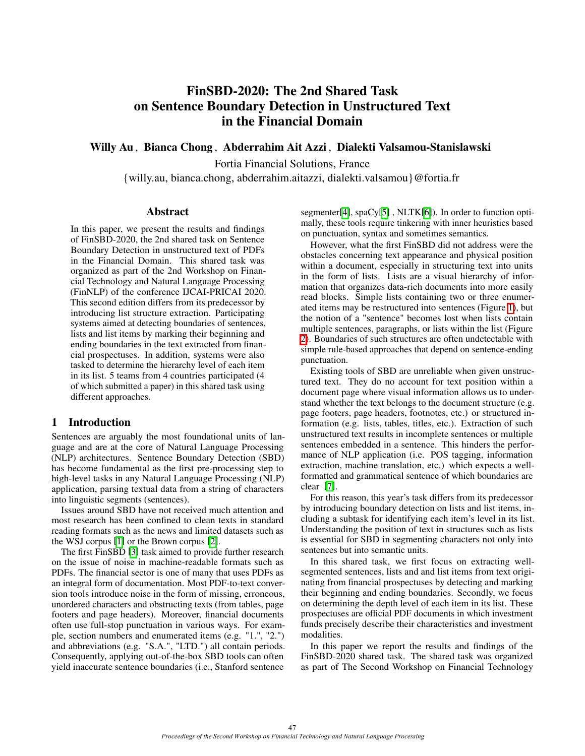# FinSBD-2020: The 2nd Shared Task on Sentence Boundary Detection in Unstructured Text in the Financial Domain

**Willy Au , Bianca Chong , Abderrahim Ait Azzi , Dialekti Valsamou-Stanislawski**

Fortia Financial Solutions, France

{willy.au, bianca.chong, abderrahim.aitazzi, dialekti.valsamou}@fortia.fr

## Abstract

In this paper, we present the results and findings of FinSBD-2020, the 2nd shared task on Sentence Boundary Detection in unstructured text of PDFs in the Financial Domain. This shared task was organized as part of the 2nd Workshop on Financial Technology and Natural Language Processing (FinNLP) of the conference IJCAI-PRICAI 2020. This second edition differs from its predecessor by introducing list structure extraction. Participating systems aimed at detecting boundaries of sentences, lists and list items by marking their beginning and ending boundaries in the text extracted from financial prospectuses. In addition, systems were also tasked to determine the hierarchy level of each item in its list. 5 teams from 4 countries participated (4 of which submitted a paper) in this shared task using different approaches.

## 1 Introduction

Sentences are arguably the most foundational units of language and are at the core of Natural Language Processing (NLP) architectures. Sentence Boundary Detection (SBD) has become fundamental as the first pre-processing step to high-level tasks in any Natural Language Processing (NLP) application, parsing textual data from a string of characters into linguistic segments (sentences).

Issues around SBD have not received much attention and most research has been confined to clean texts in standard reading formats such as the news and limited datasets such as the WSJ corpus [1] or the Brown corpus [2].

The first FinSBD [3] task aimed to provide further research on the issue of noise in machine-readable formats such as PDFs. The financial sector is one of many that uses PDFs as an integral form of documentation. Most PDF-to-text conversion tools introduce noise in the form of missing, erroneous, unordered characters and obstructing texts (from tables, page footers and page headers). Moreover, financial documents often use full-stop punctuation in various ways. For example, section numbers and enumerated items (e.g. "1.", "2.") and abbreviations (e.g. "S.A.", "LTD.") all contain periods. Consequently, applying out-of-the-box SBD tools can often yield inaccurate sentence boundaries (i.e., Stanford sentence segmenter[4], spaCy[5] , NLTK[6]). In order to function optimally, these tools requre tinkering with inner heuristics based on punctuation, syntax and sometimes semantics.

However, what the first FinSBD did not address were the obstacles concerning text appearance and physical position within a document, especially in structuring text into units in the form of lists. Lists are a visual hierarchy of information that organizes data-rich documents into more easily read blocks. Simple lists containing two or three enumerated items may be restructured into sentences (Figure 1), but the notion of a "sentence" becomes lost when lists contain multiple sentences, paragraphs, or lists within the list (Figure 2). Boundaries of such structures are often undetectable with simple rule-based approaches that depend on sentence-ending punctuation.

Existing tools of SBD are unreliable when given unstructured text. They do no account for text position within a document page where visual information allows us to understand whether the text belongs to the document structure (e.g. page footers, page headers, footnotes, etc.) or structured information (e.g. lists, tables, titles, etc.). Extraction of such unstructured text results in incomplete sentences or multiple sentences embedded in a sentence. This hinders the performance of NLP application (i.e. POS tagging, information extraction, machine translation, etc.) which expects a well-formatted and grammatical sentence of which boundaries are clear [7].

For this reason, this year's task differs from its predecessor by introducing boundary detection on lists and list items, including a subtask for identifying each item's level in its list. Understanding the position of text in structures such as lists is essential for SBD in segmenting characters not only into sentences but into semantic units.

In this shared task, we first focus on extracting well-segmented sentences, lists and and list items from text originating from financial prospectuses by detecting and marking their beginning and ending boundaries. Secondly, we focus on determining the depth level of each item in its list. These prospectuses are official PDF documents in which investment funds precisely describe their characteristics and investment modalities.

In this paper we report the results and findings of the FinSBD-2020 shared task. The shared task was organized as part of The Second Workshop on Financial Technology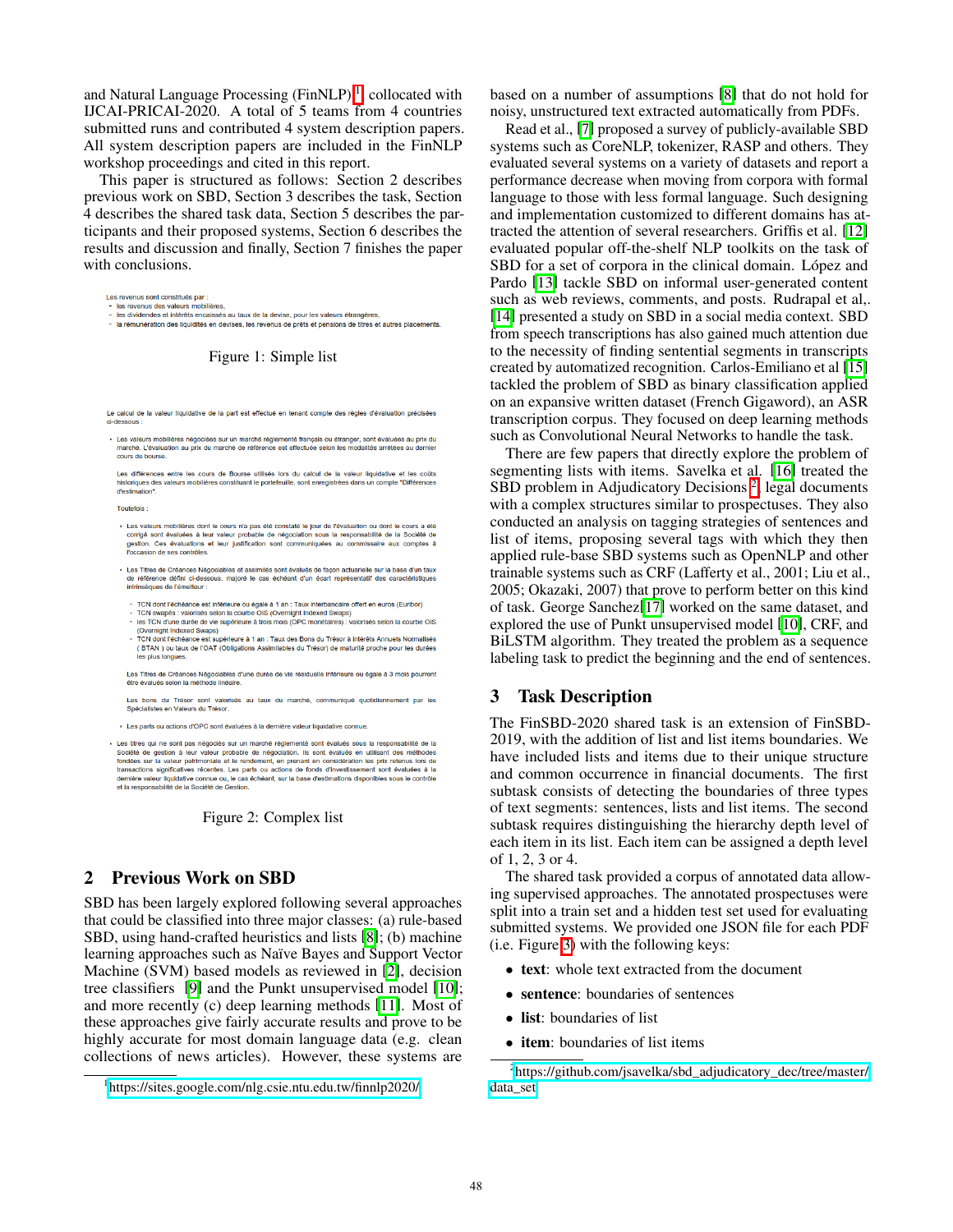and Natural Language Processing (FinNLP)[1] collocated with IJCAI-PRICAI-2020. A total of 5 teams from 4 countries submitted runs and contributed 4 system description papers. All system description papers are included in the FinNLP workshop proceedings and cited in this report.

This paper is structured as follows: Section 2 describes previous work on SBD, Section 3 describes the task, Section 4 describes the shared task data, Section 5 describes the participants and their proposed systems, Section 6 describes the results and discussion and finally, Section 7 finishes the paper with conclusions.

Les revenus sont constitués par :
- les revenus des valeurs mobilières,
- les dividendes et intérêts encaissés au taux de la devise, pour les valeurs étrangères,
- la rémunération des liquidités en devises, les revenus de prêts et pensions de titres et autres placements.

Figure 1: Simple list

Le calcul de la valeur liquidative de la part est effectué en tenant compte des règles d'évaluation précisées ci-dessous :

- Les valeurs mobilières négociées sur un marché réglementé français ou étranger, sont évaluées au prix du marché. L'évaluation au prix du marché de référence est effectuée selon les modalités arrêtées au dernier cours de bourse.

  Les différences entre les cours de Bourse utilisés lors du calcul de la valeur liquidative et les coûts historiques des valeurs mobilières constituant le portefeuille, sont enregistrées dans un compte "Différences d'estimation".

  Toutefois :

  - Les valeurs mobilières dont le cours n'a pas été constaté le jour de l'évaluation ou dont le cours a été corrigé sont évaluées à leur valeur probable de négociation sous la responsabilité de la Société de gestion. Ces évaluations et leur justification sont communiquées au commissaire aux comptes à l'occasion de ses contrôles.

  - Les Titres de Créances Négociables et assimilés sont évalués de façon actuarielle sur la base d'un taux de référence défini ci-dessous, majoré le cas échéant d'un écart représentatif des caractéristiques intrinsèques de l'émetteur :

    - TCN dont l'échéance est inférieure ou égale à 1 an : Taux interbancaire offert en euros (Euribor)
    - TCN swapés : valorisés selon la courbe OIS (Overnight Indexed Swaps)
    - les TCN d'une durée de vie supérieure à trois mois (OPC monétaires) : valorisés selon la courbe OIS (Overnight Indexed Swaps)
    - TCN dont l'échéance est supérieure à 1 an : Taux des Bons du Trésor à Intérêts Annuels Normalisés ( BTAN ) ou taux de l'OAT (Obligations Assimilables du Trésor) de maturité proche pour les durées les plus longues.

    Les Titres de Créances Négociables d'une durée de vie résiduelle inférieure ou égale à 3 mois pourront être évalués selon la méthode linéaire.

    Les bons du Trésor sont valorisés au taux du marché, communiqué quotidiennement par les Spécialistes en Valeurs du Trésor.

  - Les parts ou actions d'OPC sont évaluées à la dernière valeur liquidative connue.

- Les titres qui ne sont pas négociés sur un marché réglementé sont évalués sous la responsabilité de la Société de gestion à leur valeur probable de négociation. Ils sont évalués en utilisant des méthodes fondées sur la valeur patrimoniale et le rendement, en prenant en considération les prix retenus lors de transactions significatives récentes. Les parts ou actions de fonds d'investissement sont évaluées à la dernière valeur liquidative connue ou, le cas échéant, sur la base d'estimations disponibles sous le contrôle et la responsabilité de la Société de Gestion.

Figure 2: Complex list

## 2 Previous Work on SBD

SBD has been largely explored following several approaches that could be classified into three major classes: (a) rule-based SBD, using hand-crafted heuristics and lists [8]; (b) machine learning approaches such as Naïve Bayes and Support Vector Machine (SVM) based models as reviewed in [2], decision tree classifiers [9] and the Punkt unsupervised model [10]; and more recently (c) deep learning methods [11]. Most of these approaches give fairly accurate results and prove to be highly accurate for most domain language data (e.g. clean collections of news articles). However, these systems are based on a number of assumptions [8] that do not hold for noisy, unstructured text extracted automatically from PDFs.

Read et al., [7] proposed a survey of publicly-available SBD systems such as CoreNLP, tokenizer, RASP and others. They evaluated several systems on a variety of datasets and report a performance decrease when moving from corpora with formal language to those with less formal language. Such designing and implementation customized to different domains has attracted the attention of several researchers. Griffis et al. [12] evaluated popular off-the-shelf NLP toolkits on the task of SBD for a set of corpora in the clinical domain. López and Pardo [13] tackle SBD on informal user-generated content such as web reviews, comments, and posts. Rudrapal et al,. [14] presented a study on SBD in a social media context. SBD from speech transcriptions has also gained much attention due to the necessity of finding sentential segments in transcripts created by automatized recognition. Carlos-Emiliano et al [15] tackled the problem of SBD as binary classification applied on an expansive written dataset (French Gigaword), an ASR transcription corpus. They focused on deep learning methods such as Convolutional Neural Networks to handle the task.

There are few papers that directly explore the problem of segmenting lists with items. Savelka et al. [16] treated the SBD problem in Adjudicatory Decisions [2] legal documents with a complex structures similar to prospectuses. They also conducted an analysis on tagging strategies of sentences and list of items, proposing several tags with which they then applied rule-base SBD systems such as OpenNLP and other trainable systems such as CRF (Lafferty et al., 2001; Liu et al., 2005; Okazaki, 2007) that prove to perform better on this kind of task. George Sanchez[17] worked on the same dataset, and explored the use of Punkt unsupervised model [10], CRF, and BiLSTM algorithm. They treated the problem as a sequence labeling task to predict the beginning and the end of sentences.

## 3 Task Description

The FinSBD-2020 shared task is an extension of FinSBD-2019, with the addition of list and list items boundaries. We have included lists and items due to their unique structure and common occurrence in financial documents. The first subtask consists of detecting the boundaries of three types of text segments: sentences, lists and list items. The second subtask requires distinguishing the hierarchy depth level of each item in its list. Each item can be assigned a depth level of 1, 2, 3 or 4.

The shared task provided a corpus of annotated data allowing supervised approaches. The annotated prospectuses were split into a train set and a hidden test set used for evaluating submitted systems. We provided one JSON file for each PDF (i.e. Figure 3) with the following keys:

- **text**: whole text extracted from the document
- **sentence**: boundaries of sentences
- **list**: boundaries of list
- **item**: boundaries of list items

[1] https://sites.google.com/nlg.csie.ntu.edu.tw/finnlp2020/

[2] https://github.com/jsavelka/sbd_adjudicatory_dec/tree/master/data_set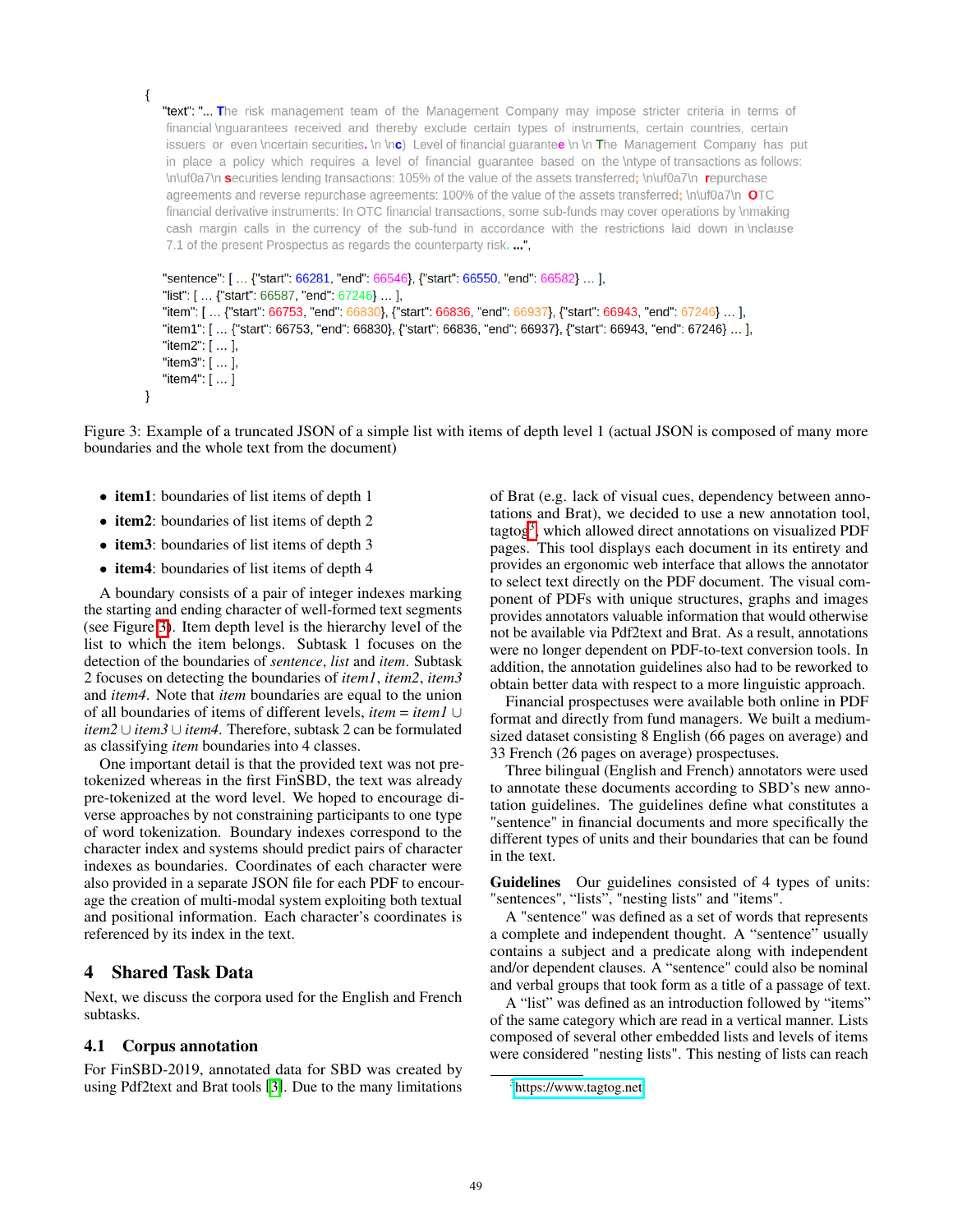```
{
  "text": "... The risk management team of the Management Company may impose stricter criteria in terms of financial \nguarantees received and thereby exclude certain types of instruments, certain countries, certain issuers or even \ncertain securities. \n \nc) Level of financial guarantee \n \n The Management Company has put in place a policy which requires a level of financial guarantee based on the \ntype of transactions as follows: \n\uf0a7\n securities lending transactions: 105% of the value of the assets transferred; \n\uf0a7\n repurchase agreements and reverse repurchase agreements: 100% of the value of the assets transferred; \n\uf0a7\n OTC financial derivative instruments: In OTC financial transactions, some sub-funds may cover operations by \nmaking cash margin calls in the currency of the sub-fund in accordance with the restrictions laid down in \nclause 7.1 of the present Prospectus as regards the counterparty risk. ...",

  "sentence": [ ... {"start": 66281, "end": 66546}, {"start": 66550, "end": 66582} ... ],
  "list": [ ... {"start": 66587, "end": 67246} ... ],
  "item": [ ... {"start": 66753, "end": 66830}, {"start": 66836, "end": 66937}, {"start": 66943, "end": 67246} ... ],
  "item1": [ ... {"start": 66753, "end": 66830}, {"start": 66836, "end": 66937}, {"start": 66943, "end": 67246} ... ],
  "item2": [ ... ],
  "item3": [ ... ],
  "item4": [ ... ]
}
```

Figure 3: Example of a truncated JSON of a simple list with items of depth level 1 (actual JSON is composed of many more boundaries and the whole text from the document)

- **item1**: boundaries of list items of depth 1
- **item2**: boundaries of list items of depth 2
- **item3**: boundaries of list items of depth 3
- **item4**: boundaries of list items of depth 4

A boundary consists of a pair of integer indexes marking the starting and ending character of well-formed text segments (see Figure 3). Item depth level is the hierarchy level of the list to which the item belongs. Subtask 1 focuses on the detection of the boundaries of *sentence*, *list* and *item*. Subtask 2 focuses on detecting the boundaries of *item1*, *item2*, *item3* and *item4*. Note that *item* boundaries are the union of all boundaries of items of different levels, *item* = *item1* $\cup$ *item2* $\cup$ *item3* $\cup$ *item4*. Therefore, subtask 2 can be formulated as classifying *item* boundaries into 4 classes.

One important detail is that the provided text was not pre-tokenized whereas in the first FinSBD, the text was already pre-tokenized at the word level. We hoped to encourage diverse approaches by not constraining participants to one type of word tokenization. Boundary indexes correspond to the character index and systems should predict pairs of character indexes as boundaries. Coordinates of each character were also provided in a separate JSON file for each PDF to encourage the creation of multi-modal system exploiting both textual and positional information. Each character's coordinates is referenced by its index in the text.

## 4 Shared Task Data

Next, we discuss the corpora used for the English and French subtasks.

### 4.1 Corpus annotation

For FinSBD-2019, annotated data for SBD was created by using Pdf2text and Brat tools [3]. Due to the many limitations of Brat (e.g. lack of visual cues, dependency between annotations and Brat), we decided to use a new annotation tool, tagtog[3], which allowed direct annotations on visualized PDF pages. This tool displays each document in its entirety and provides an ergonomic web interface that allows the annotator to select text directly on the PDF document. The visual component of PDFs with unique structures, graphs and images provides annotators valuable information that would otherwise not be available via Pdf2text and Brat. As a result, annotations were no longer dependent on PDF-to-text conversion tools. In addition, the annotation guidelines also had to be reworked to obtain better data with respect to a more linguistic approach.

Financial prospectuses were available both online in PDF format and directly from fund managers. We built a medium-sized dataset consisting 8 English (66 pages on average) and 33 French (26 pages on average) prospectuses.

Three bilingual (English and French) annotators were used to annotate these documents according to SBD's new annotation guidelines. The guidelines define what constitutes a "sentence" in financial documents and more specifically the different types of units and their boundaries that can be found in the text.

**Guidelines** Our guidelines consisted of 4 types of units: "sentences", "lists", "nesting lists" and "items".

A "sentence" was defined as a set of words that represents a complete and independent thought. A "sentence" usually contains a subject and a predicate along with independent and/or dependent clauses. A "sentence" could also be nominal and verbal groups that took form as a title of a passage of text.

A "list" was defined as an introduction followed by "items" of the same category which are read in a vertical manner. Lists composed of several other embedded lists and levels of items were considered "nesting lists". This nesting of lists can reach

[3] https://www.tagtog.net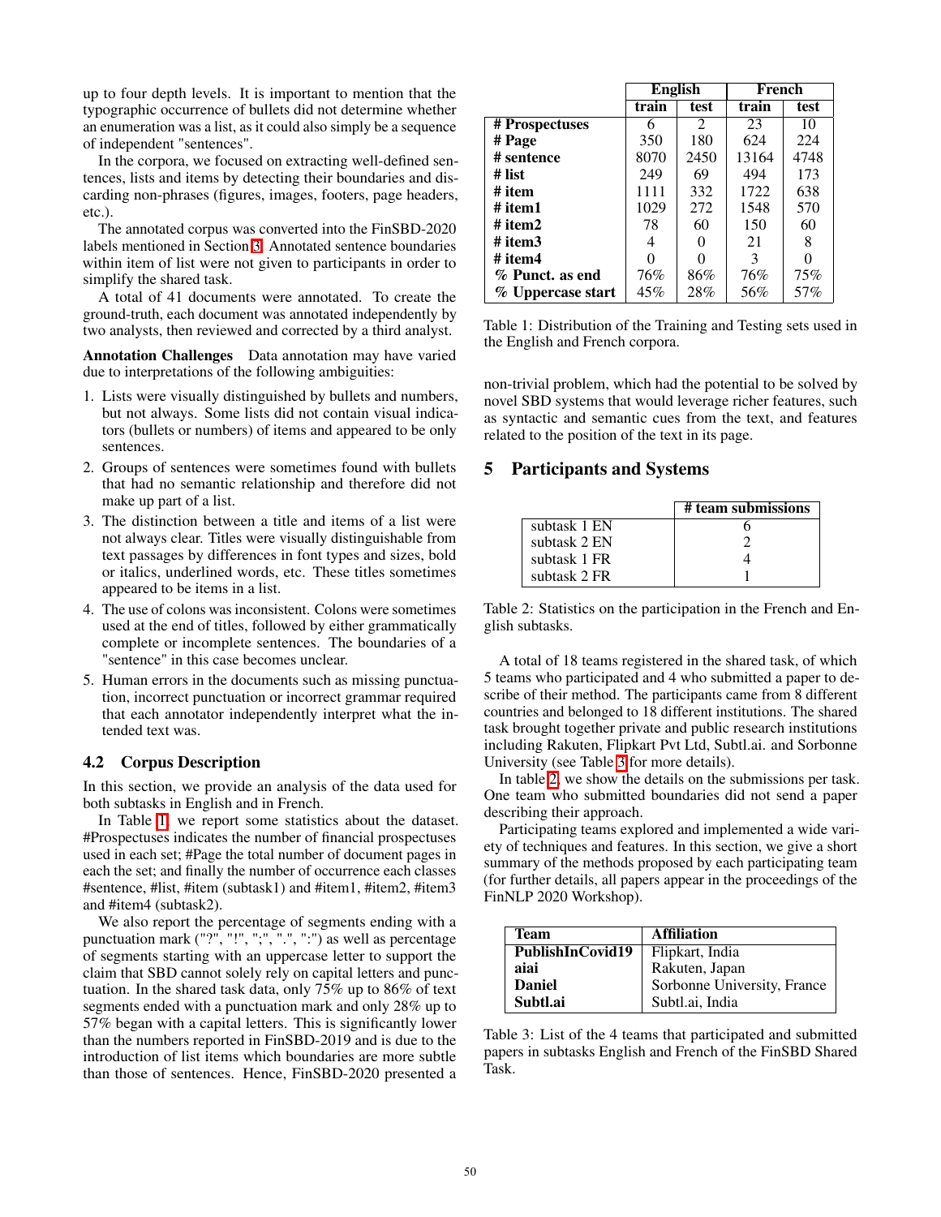up to four depth levels. It is important to mention that the typographic occurrence of bullets did not determine whether an enumeration was a list, as it could also simply be a sequence of independent "sentences".

In the corpora, we focused on extracting well-defined sentences, lists and items by detecting their boundaries and discarding non-phrases (figures, images, footers, page headers, etc.).

The annotated corpus was converted into the FinSBD-2020 labels mentioned in Section 3. Annotated sentence boundaries within item of list were not given to participants in order to simplify the shared task.

A total of 41 documents were annotated. To create the ground-truth, each document was annotated independently by two analysts, then reviewed and corrected by a third analyst.

**Annotation Challenges** Data annotation may have varied due to interpretations of the following ambiguities:

1. Lists were visually distinguished by bullets and numbers, but not always. Some lists did not contain visual indicators (bullets or numbers) of items and appeared to be only sentences.
2. Groups of sentences were sometimes found with bullets that had no semantic relationship and therefore did not make up part of a list.
3. The distinction between a title and items of a list were not always clear. Titles were visually distinguishable from text passages by differences in font types and sizes, bold or italics, underlined words, etc. These titles sometimes appeared to be items in a list.
4. The use of colons was inconsistent. Colons were sometimes used at the end of titles, followed by either grammatically complete or incomplete sentences. The boundaries of a "sentence" in this case becomes unclear.
5. Human errors in the documents such as missing punctuation, incorrect punctuation or incorrect grammar required that each annotator independently interpret what the intended text was.

### 4.2 Corpus Description

In this section, we provide an analysis of the data used for both subtasks in English and in French.

In Table 1, we report some statistics about the dataset. #Prospectuses indicates the number of financial prospectuses used in each set; #Page the total number of document pages in each the set; and finally the number of occurrence each classes #sentence, #list, #item (subtask1) and #item1, #item2, #item3 and #item4 (subtask2).

We also report the percentage of segments ending with a punctuation mark ("?", "!", ";", ".", ":") as well as percentage of segments starting with an uppercase letter to support the claim that SBD cannot solely rely on capital letters and punctuation. In the shared task data, only 75% up to 86% of text segments ended with a punctuation mark and only 28% up to 57% began with a capital letters. This is significantly lower than the numbers reported in FinSBD-2019 and is due to the introduction of list items which boundaries are more subtle than those of sentences. Hence, FinSBD-2020 presented a non-trivial problem, which had the potential to be solved by novel SBD systems that would leverage richer features, such as syntactic and semantic cues from the text, and features related to the position of the text in its page.

| | English | | French | |
|---|---|---|---|---|
| | **train** | **test** | **train** | **test** |
| **# Prospectuses** | 6 | 2 | 23 | 10 |
| **# Page** | 350 | 180 | 624 | 224 |
| **# sentence** | 8070 | 2450 | 13164 | 4748 |
| **# list** | 249 | 69 | 494 | 173 |
| **# item** | 1111 | 332 | 1722 | 638 |
| **# item1** | 1029 | 272 | 1548 | 570 |
| **# item2** | 78 | 60 | 150 | 60 |
| **# item3** | 4 | 0 | 21 | 8 |
| **# item4** | 0 | 0 | 3 | 0 |
| **% Punct. as end** | 76% | 86% | 76% | 75% |
| **% Uppercase start** | 45% | 28% | 56% | 57% |

Table 1: Distribution of the Training and Testing sets used in the English and French corpora.

## 5 Participants and Systems

| | # team submissions |
|---|---|
| subtask 1 EN | 6 |
| subtask 2 EN | 2 |
| subtask 1 FR | 4 |
| subtask 2 FR | 1 |

Table 2: Statistics on the participation in the French and English subtasks.

A total of 18 teams registered in the shared task, of which 5 teams who participated and 4 who submitted a paper to describe of their method. The participants came from 8 different countries and belonged to 18 different institutions. The shared task brought together private and public research institutions including Rakuten, Flipkart Pvt Ltd, Subtl.ai. and Sorbonne University (see Table 3 for more details).

In table 2, we show the details on the submissions per task. One team who submitted boundaries did not send a paper describing their approach.

Participating teams explored and implemented a wide variety of techniques and features. In this section, we give a short summary of the methods proposed by each participating team (for further details, all papers appear in the proceedings of the FinNLP 2020 Workshop).

| Team | Affiliation |
|---|---|
| **PublishInCovid19** | Flipkart, India |
| **aiai** | Rakuten, Japan |
| **Daniel** | Sorbonne University, France |
| **Subtl.ai** | Subtl.ai, India |

Table 3: List of the 4 teams that participated and submitted papers in subtasks English and French of the FinSBD Shared Task.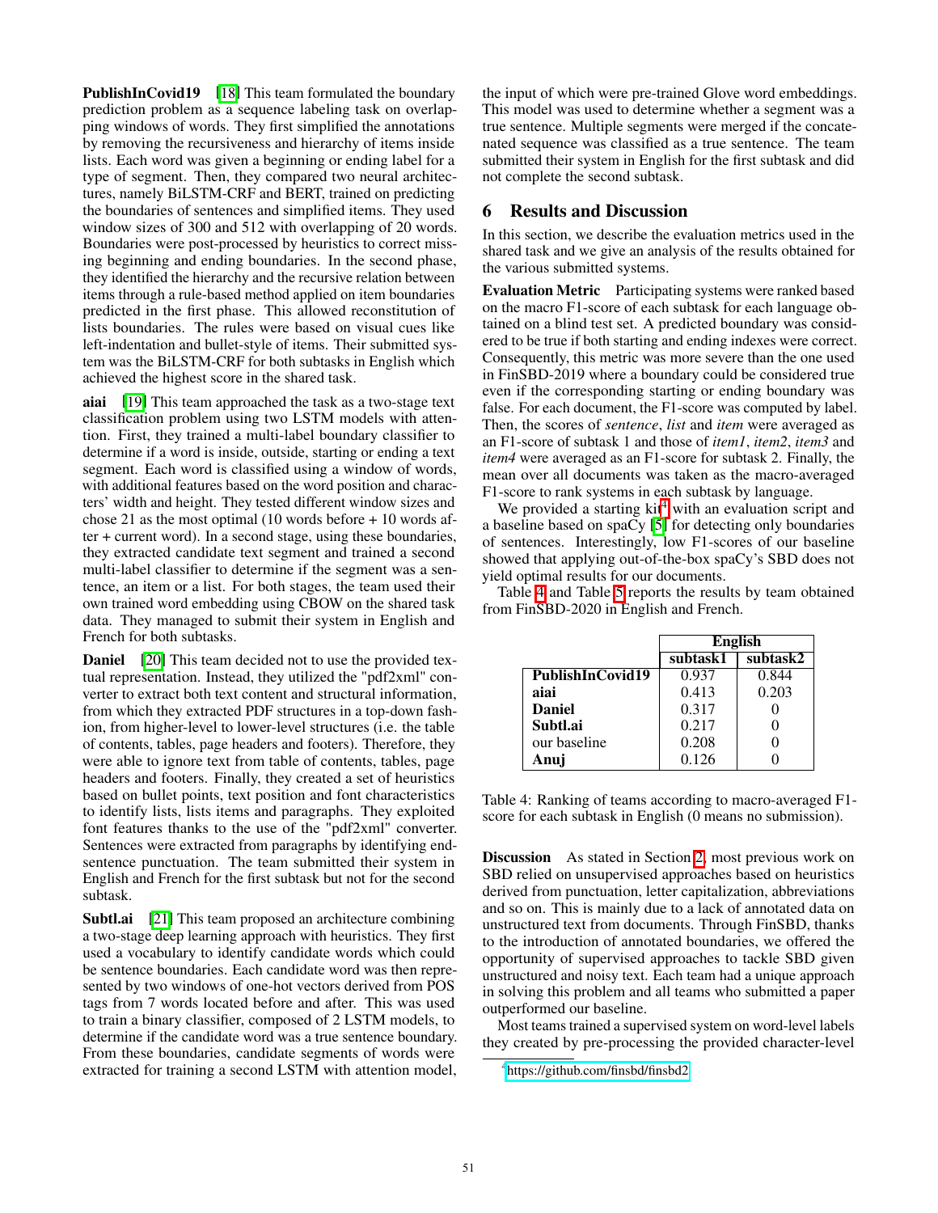**PublishInCovid19** [18] This team formulated the boundary prediction problem as a sequence labeling task on overlapping windows of words. They first simplified the annotations by removing the recursiveness and hierarchy of items inside lists. Each word was given a beginning or ending label for a type of segment. Then, they compared two neural architectures, namely BiLSTM-CRF and BERT, trained on predicting the boundaries of sentences and simplified items. They used window sizes of 300 and 512 with overlapping of 20 words. Boundaries were post-processed by heuristics to correct missing beginning and ending boundaries. In the second phase, they identified the hierarchy and the recursive relation between items through a rule-based method applied on item boundaries predicted in the first phase. This allowed reconstitution of lists boundaries. The rules were based on visual cues like left-indentation and bullet-style of items. Their submitted system was the BiLSTM-CRF for both subtasks in English which achieved the highest score in the shared task.

**aiai** [19] This team approached the task as a two-stage text classification problem using two LSTM models with attention. First, they trained a multi-label boundary classifier to determine if a word is inside, outside, starting or ending a text segment. Each word is classified using a window of words, with additional features based on the word position and characters' width and height. They tested different window sizes and chose 21 as the most optimal (10 words before + 10 words after + current word). In a second stage, using these boundaries, they extracted candidate text segment and trained a second multi-label classifier to determine if the segment was a sentence, an item or a list. For both stages, the team used their own trained word embedding using CBOW on the shared task data. They managed to submit their system in English and French for both subtasks.

**Daniel** [20] This team decided not to use the provided textual representation. Instead, they utilized the "pdf2xml" converter to extract both text content and structural information, from which they extracted PDF structures in a top-down fashion, from higher-level to lower-level structures (i.e. the table of contents, tables, page headers and footers). Therefore, they were able to ignore text from table of contents, tables, page headers and footers. Finally, they created a set of heuristics based on bullet points, text position and font characteristics to identify lists, lists items and paragraphs. They exploited font features thanks to the use of the "pdf2xml" converter. Sentences were extracted from paragraphs by identifying end-sentence punctuation. The team submitted their system in English and French for the first subtask but not for the second subtask.

**Subtl.ai** [21] This team proposed an architecture combining a two-stage deep learning approach with heuristics. They first used a vocabulary to identify candidate words which could be sentence boundaries. Each candidate word was then represented by two windows of one-hot vectors derived from POS tags from 7 words located before and after. This was used to train a binary classifier, composed of 2 LSTM models, to determine if the candidate word was a true sentence boundary. From these boundaries, candidate segments of words were extracted for training a second LSTM with attention model, the input of which were pre-trained Glove word embeddings. This model was used to determine whether a segment was a true sentence. Multiple segments were merged if the concatenated sequence was classified as a true sentence. The team submitted their system in English for the first subtask and did not complete the second subtask.

## 6 Results and Discussion

In this section, we describe the evaluation metrics used in the shared task and we give an analysis of the results obtained for the various submitted systems.

**Evaluation Metric** Participating systems were ranked based on the macro F1-score of each subtask for each language obtained on a blind test set. A predicted boundary was considered to be true if both starting and ending indexes were correct. Consequently, this metric was more severe than the one used in FinSBD-2019 where a boundary could be considered true even if the corresponding starting or ending boundary was false. For each document, the F1-score was computed by label. Then, the scores of *sentence*, *list* and *item* were averaged as an F1-score of subtask 1 and those of *item1*, *item2*, *item3* and *item4* were averaged as an F1-score for subtask 2. Finally, the mean over all documents was taken as the macro-averaged F1-score to rank systems in each subtask by language.

We provided a starting kit[4] with an evaluation script and a baseline based on spaCy [5] for detecting only boundaries of sentences. Interestingly, low F1-scores of our baseline showed that applying out-of-the-box spaCy's SBD does not yield optimal results for our documents.

Table 4 and Table 5 reports the results by team obtained from FinSBD-2020 in English and French.

| | English | |
|---|---|---|
| | subtask1 | subtask2 |
| **PublishInCovid19** | 0.937 | 0.844 |
| **aiai** | 0.413 | 0.203 |
| **Daniel** | 0.317 | 0 |
| **Subtl.ai** | 0.217 | 0 |
| our baseline | 0.208 | 0 |
| **Anuj** | 0.126 | 0 |

Table 4: Ranking of teams according to macro-averaged F1-score for each subtask in English (0 means no submission).

**Discussion** As stated in Section 2, most previous work on SBD relied on unsupervised approaches based on heuristics derived from punctuation, letter capitalization, abbreviations and so on. This is mainly due to a lack of annotated data on unstructured text from documents. Through FinSBD, thanks to the introduction of annotated boundaries, we offered the opportunity of supervised approaches to tackle SBD given unstructured and noisy text. Each team had a unique approach in solving this problem and all teams who submitted a paper outperformed our baseline.

Most teams trained a supervised system on word-level labels they created by pre-processing the provided character-level

[4] https://github.com/finsbd/finsbd2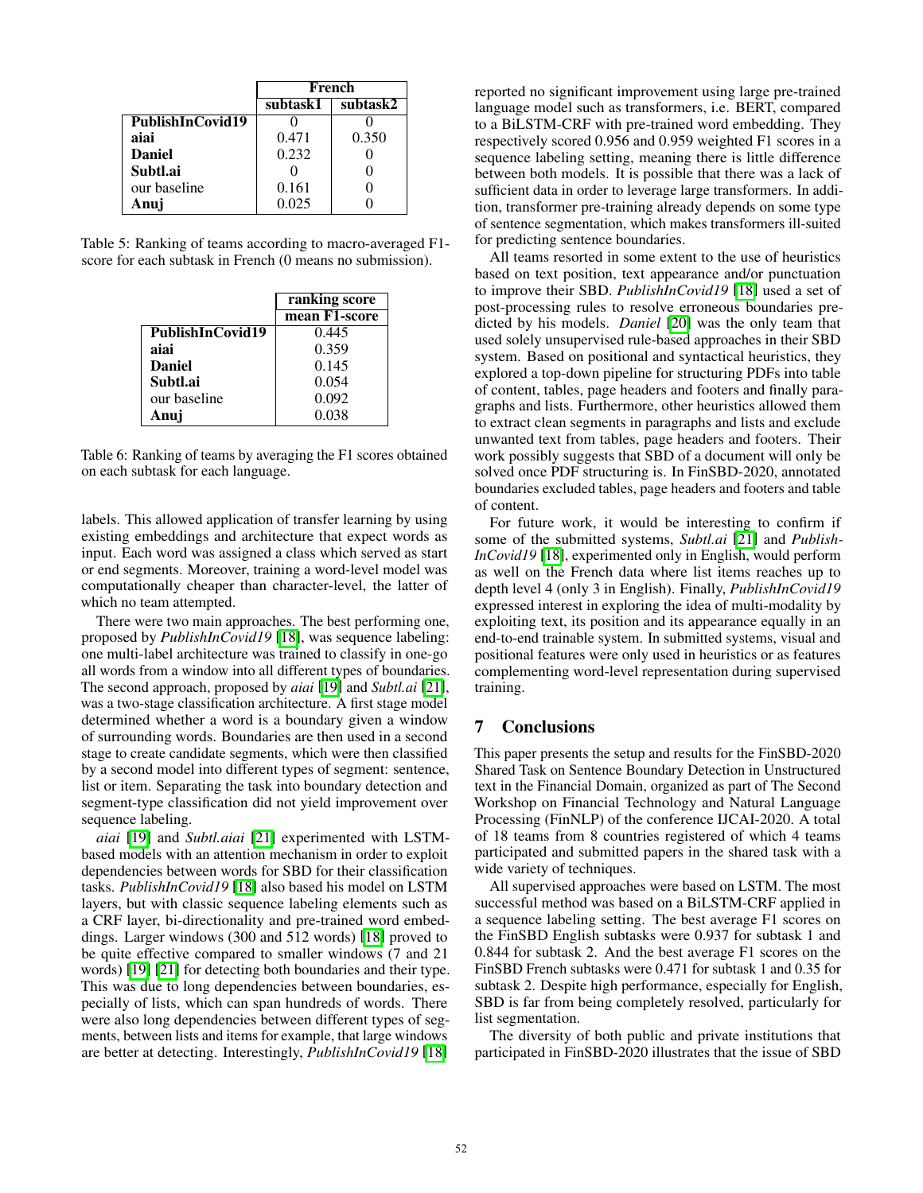| | French | |
|---|---|---|
| | subtask1 | subtask2 |
| **PublishInCovid19** | 0 | 0 |
| **aiai** | 0.471 | 0.350 |
| **Daniel** | 0.232 | 0 |
| **Subtl.ai** | 0 | 0 |
| our baseline | 0.161 | 0 |
| **Anuj** | 0.025 | 0 |

Table 5: Ranking of teams according to macro-averaged F1-score for each subtask in French (0 means no submission).

| | ranking score |
|---|---|
| | mean F1-score |
| **PublishInCovid19** | 0.445 |
| **aiai** | 0.359 |
| **Daniel** | 0.145 |
| **Subtl.ai** | 0.054 |
| our baseline | 0.092 |
| **Anuj** | 0.038 |

Table 6: Ranking of teams by averaging the F1 scores obtained on each subtask for each language.

labels. This allowed application of transfer learning by using existing embeddings and architecture that expect words as input. Each word was assigned a class which served as start or end segments. Moreover, training a word-level model was computationally cheaper than character-level, the latter of which no team attempted.

There were two main approaches. The best performing one, proposed by *PublishInCovid19* [18], was sequence labeling: one multi-label architecture was trained to classify in one-go all words from a window into all different types of boundaries. The second approach, proposed by *aiai* [19] and *Subtl.ai* [21], was a two-stage classification architecture. A first stage model determined whether a word is a boundary given a window of surrounding words. Boundaries are then used in a second stage to create candidate segments, which were then classified by a second model into different types of segment: sentence, list or item. Separating the task into boundary detection and segment-type classification did not yield improvement over sequence labeling.

*aiai* [19] and *Subtl.aiai* [21] experimented with LSTM-based models with an attention mechanism in order to exploit dependencies between words for SBD for their classification tasks. *PublishInCovid19* [18] also based his model on LSTM layers, but with classic sequence labeling elements such as a CRF layer, bi-directionality and pre-trained word embeddings. Larger windows (300 and 512 words) [18] proved to be quite effective compared to smaller windows (7 and 21 words) [19] [21] for detecting both boundaries and their type. This was due to long dependencies between boundaries, especially of lists, which can span hundreds of words. There were also long dependencies between different types of segments, between lists and items for example, that large windows are better at detecting. Interestingly, *PublishInCovid19* [18] reported no significant improvement using large pre-trained language model such as transformers, i.e. BERT, compared to a BiLSTM-CRF with pre-trained word embedding. They respectively scored 0.956 and 0.959 weighted F1 scores in a sequence labeling setting, meaning there is little difference between both models. It is possible that there was a lack of sufficient data in order to leverage large transformers. In addition, transformer pre-training already depends on some type of sentence segmentation, which makes transformers ill-suited for predicting sentence boundaries.

All teams resorted in some extent to the use of heuristics based on text position, text appearance and/or punctuation to improve their SBD. *PublishInCovid19* [18] used a set of post-processing rules to resolve erroneous boundaries predicted by his models. *Daniel* [20] was the only team that used solely unsupervised rule-based approaches in their SBD system. Based on positional and syntactical heuristics, they explored a top-down pipeline for structuring PDFs into table of content, tables, page headers and footers and finally paragraphs and lists. Furthermore, other heuristics allowed them to extract clean segments in paragraphs and lists and exclude unwanted text from tables, page headers and footers. Their work possibly suggests that SBD of a document will only be solved once PDF structuring is. In FinSBD-2020, annotated boundaries excluded tables, page headers and footers and table of content.

For future work, it would be interesting to confirm if some of the submitted systems, *Subtl.ai* [21] and *PublishInCovid19* [18], experimented only in English, would perform as well on the French data where list items reaches up to depth level 4 (only 3 in English). Finally, *PublishInCovid19* expressed interest in exploring the idea of multi-modality by exploiting text, its position and its appearance equally in an end-to-end trainable system. In submitted systems, visual and positional features were only used in heuristics or as features complementing word-level representation during supervised training.

## 7 Conclusions

This paper presents the setup and results for the FinSBD-2020 Shared Task on Sentence Boundary Detection in Unstructured text in the Financial Domain, organized as part of The Second Workshop on Financial Technology and Natural Language Processing (FinNLP) of the conference IJCAI-2020. A total of 18 teams from 8 countries registered of which 4 teams participated and submitted papers in the shared task with a wide variety of techniques.

All supervised approaches were based on LSTM. The most successful method was based on a BiLSTM-CRF applied in a sequence labeling setting. The best average F1 scores on the FinSBD English subtasks were 0.937 for subtask 1 and 0.844 for subtask 2. And the best average F1 scores on the FinSBD French subtasks were 0.471 for subtask 1 and 0.35 for subtask 2. Despite high performance, especially for English, SBD is far from being completely resolved, particularly for list segmentation.

The diversity of both public and private institutions that participated in FinSBD-2020 illustrates that the issue of SBD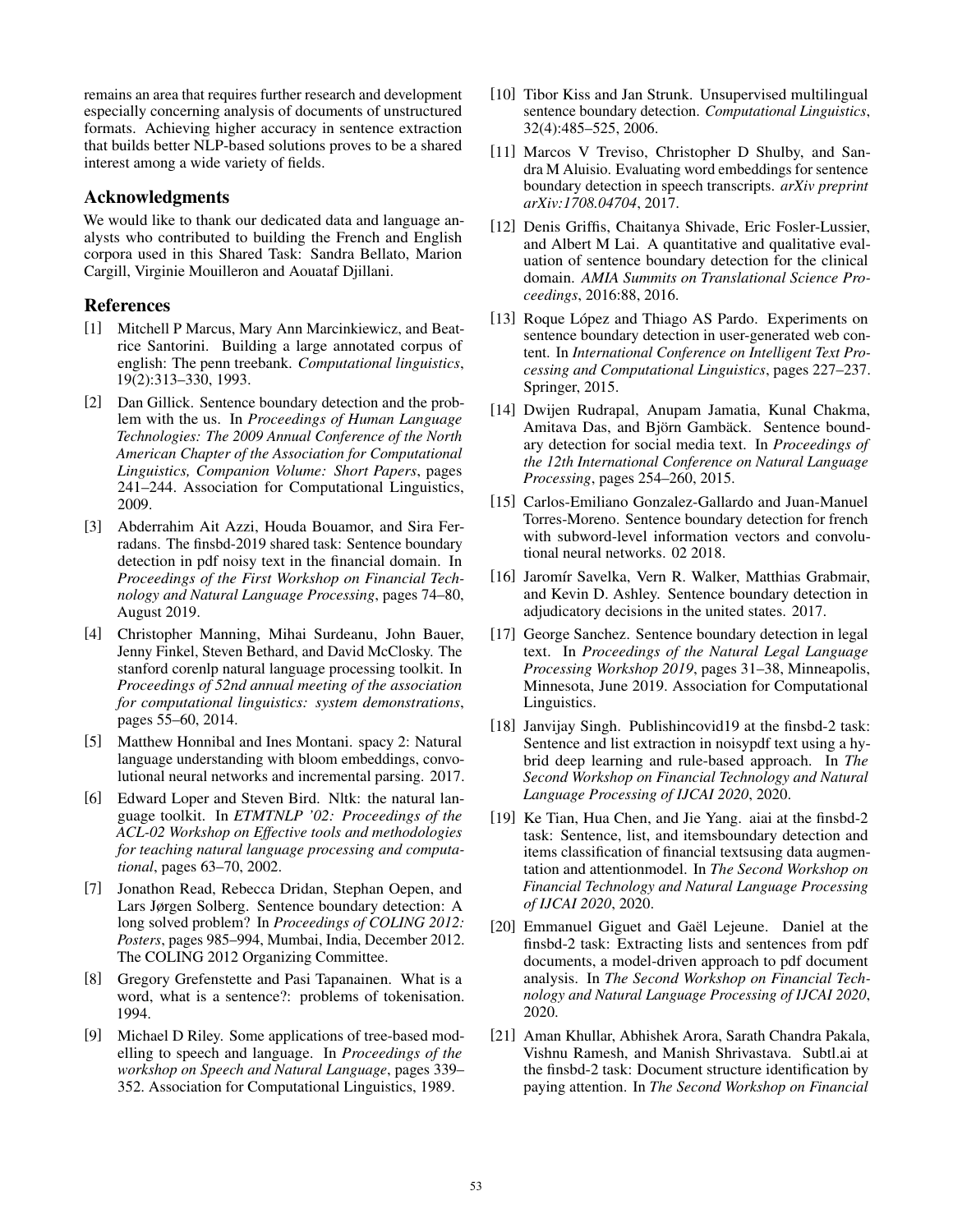remains an area that requires further research and development especially concerning analysis of documents of unstructured formats. Achieving higher accuracy in sentence extraction that builds better NLP-based solutions proves to be a shared interest among a wide variety of fields.

## Acknowledgments

We would like to thank our dedicated data and language analysts who contributed to building the French and English corpora used in this Shared Task: Sandra Bellato, Marion Cargill, Virginie Mouilleron and Aouataf Djillani.

## References

[1] Mitchell P Marcus, Mary Ann Marcinkiewicz, and Beatrice Santorini. Building a large annotated corpus of english: The penn treebank. *Computational linguistics*, 19(2):313–330, 1993.

[2] Dan Gillick. Sentence boundary detection and the problem with the us. In *Proceedings of Human Language Technologies: The 2009 Annual Conference of the North American Chapter of the Association for Computational Linguistics, Companion Volume: Short Papers*, pages 241–244. Association for Computational Linguistics, 2009.

[3] Abderrahim Ait Azzi, Houda Bouamor, and Sira Ferradans. The finsbd-2019 shared task: Sentence boundary detection in pdf noisy text in the financial domain. In *Proceedings of the First Workshop on Financial Technology and Natural Language Processing*, pages 74–80, August 2019.

[4] Christopher Manning, Mihai Surdeanu, John Bauer, Jenny Finkel, Steven Bethard, and David McClosky. The stanford corenlp natural language processing toolkit. In *Proceedings of 52nd annual meeting of the association for computational linguistics: system demonstrations*, pages 55–60, 2014.

[5] Matthew Honnibal and Ines Montani. spacy 2: Natural language understanding with bloom embeddings, convolutional neural networks and incremental parsing. 2017.

[6] Edward Loper and Steven Bird. Nltk: the natural language toolkit. In *ETMTNLP '02: Proceedings of the ACL-02 Workshop on Effective tools and methodologies for teaching natural language processing and computational*, pages 63–70, 2002.

[7] Jonathon Read, Rebecca Dridan, Stephan Oepen, and Lars Jørgen Solberg. Sentence boundary detection: A long solved problem? In *Proceedings of COLING 2012: Posters*, pages 985–994, Mumbai, India, December 2012. The COLING 2012 Organizing Committee.

[8] Gregory Grefenstette and Pasi Tapanainen. What is a word, what is a sentence?: problems of tokenisation. 1994.

[9] Michael D Riley. Some applications of tree-based modelling to speech and language. In *Proceedings of the workshop on Speech and Natural Language*, pages 339–352. Association for Computational Linguistics, 1989.

[10] Tibor Kiss and Jan Strunk. Unsupervised multilingual sentence boundary detection. *Computational Linguistics*, 32(4):485–525, 2006.

[11] Marcos V Treviso, Christopher D Shulby, and Sandra M Aluisio. Evaluating word embeddings for sentence boundary detection in speech transcripts. *arXiv preprint arXiv:1708.04704*, 2017.

[12] Denis Griffis, Chaitanya Shivade, Eric Fosler-Lussier, and Albert M Lai. A quantitative and qualitative evaluation of sentence boundary detection for the clinical domain. *AMIA Summits on Translational Science Proceedings*, 2016:88, 2016.

[13] Roque López and Thiago AS Pardo. Experiments on sentence boundary detection in user-generated web content. In *International Conference on Intelligent Text Processing and Computational Linguistics*, pages 227–237. Springer, 2015.

[14] Dwijen Rudrapal, Anupam Jamatia, Kunal Chakma, Amitava Das, and Björn Gambäck. Sentence boundary detection for social media text. In *Proceedings of the 12th International Conference on Natural Language Processing*, pages 254–260, 2015.

[15] Carlos-Emiliano Gonzalez-Gallardo and Juan-Manuel Torres-Moreno. Sentence boundary detection for french with subword-level information vectors and convolutional neural networks. 02 2018.

[16] Jaromír Savelka, Vern R. Walker, Matthias Grabmair, and Kevin D. Ashley. Sentence boundary detection in adjudicatory decisions in the united states. 2017.

[17] George Sanchez. Sentence boundary detection in legal text. In *Proceedings of the Natural Legal Language Processing Workshop 2019*, pages 31–38, Minneapolis, Minnesota, June 2019. Association for Computational Linguistics.

[18] Janvijay Singh. Publishincovid19 at the finsbd-2 task: Sentence and list extraction in noisypdf text using a hybrid deep learning and rule-based approach. In *The Second Workshop on Financial Technology and Natural Language Processing of IJCAI 2020*, 2020.

[19] Ke Tian, Hua Chen, and Jie Yang. aiai at the finsbd-2 task: Sentence, list, and itemsboundary detection and items classification of financial textsusing data augmentation and attentionmodel. In *The Second Workshop on Financial Technology and Natural Language Processing of IJCAI 2020*, 2020.

[20] Emmanuel Giguet and Gaël Lejeune. Daniel at the finsbd-2 task: Extracting lists and sentences from pdf documents, a model-driven approach to pdf document analysis. In *The Second Workshop on Financial Technology and Natural Language Processing of IJCAI 2020*, 2020.

[21] Aman Khullar, Abhishek Arora, Sarath Chandra Pakala, Vishnu Ramesh, and Manish Shrivastava. Subtl.ai at the finsbd-2 task: Document structure identification by paying attention. In *The Second Workshop on Financial*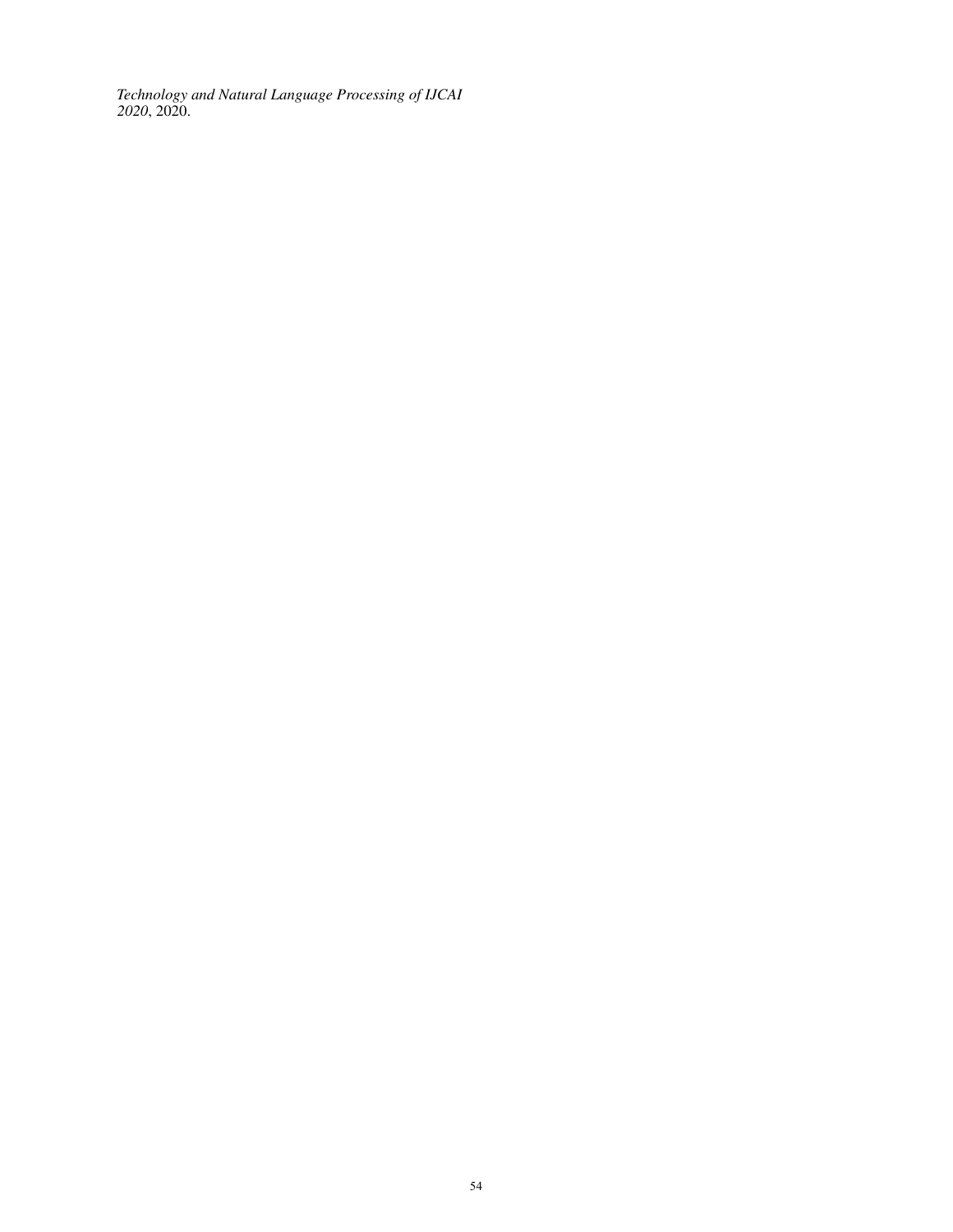*Technology and Natural Language Processing of IJCAI 2020*, 2020.